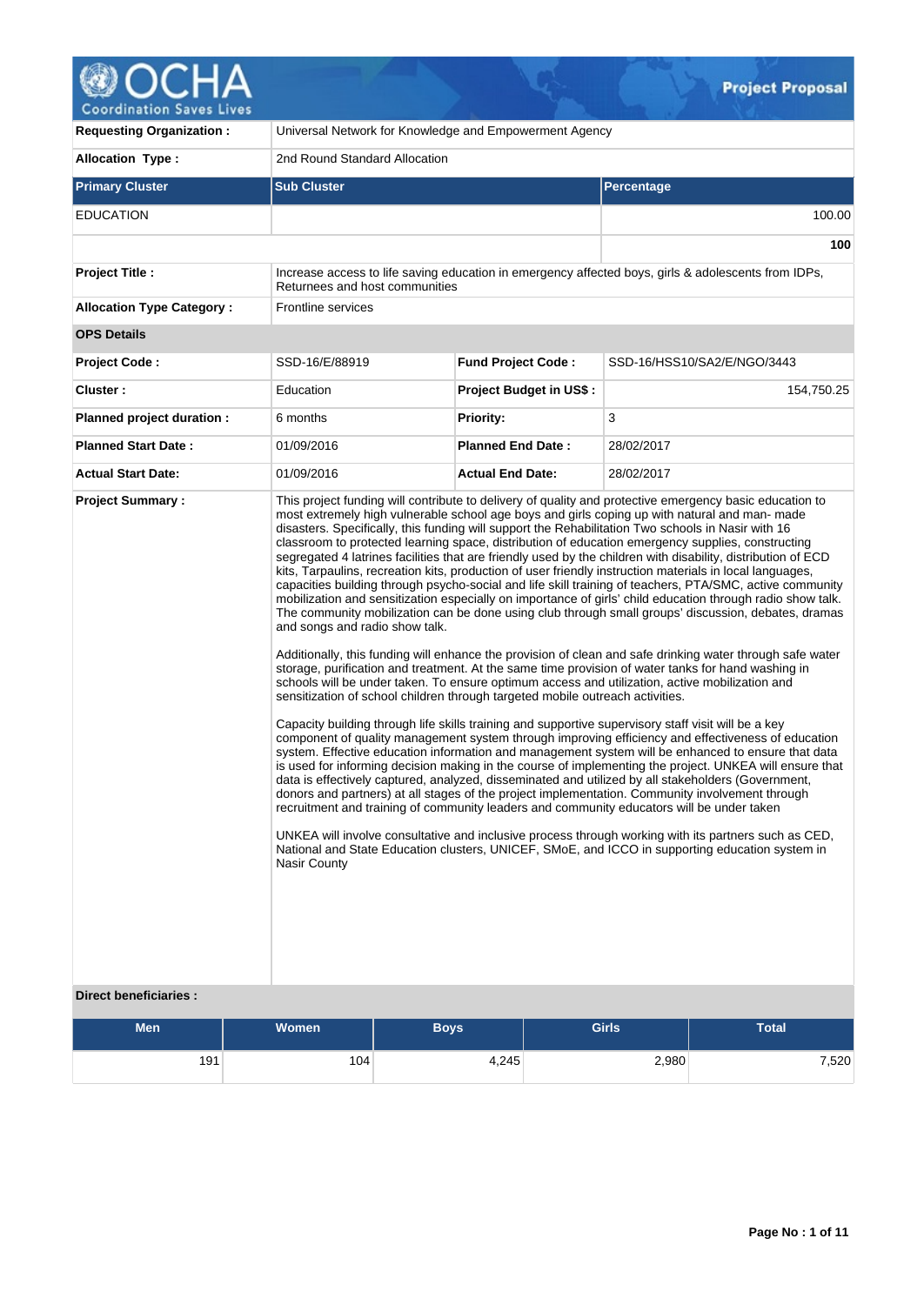# Project Proposal

| | |
|---|---|
| **Requesting Organization :** | Universal Network for Knowledge and Empowerment Agency |
| **Allocation Type :** | 2nd Round Standard Allocation |

| **Primary Cluster** | **Sub Cluster** | **Percentage** |
|---|---|---|
| EDUCATION | | 100.00 |
| | | **100** |

| | |
|---|---|
| **Project Title :** | Increase access to life saving education in emergency affected boys, girls & adolescents from IDPs, Returnees and host communities |
| **Allocation Type Category :** | Frontline services |

**OPS Details**

| | | | |
|---|---|---|---|
| **Project Code :** | SSD-16/E/88919 | **Fund Project Code :** | SSD-16/HSS10/SA2/E/NGO/3443 |
| **Cluster :** | Education | **Project Budget in US$ :** | 154,750.25 |
| **Planned project duration :** | 6 months | **Priority:** | 3 |
| **Planned Start Date :** | 01/09/2016 | **Planned End Date :** | 28/02/2017 |
| **Actual Start Date:** | 01/09/2016 | **Actual End Date:** | 28/02/2017 |

**Project Summary :**

This project funding will contribute to delivery of quality and protective emergency basic education to most extremely high vulnerable school age boys and girls coping up with natural and man- made disasters. Specifically, this funding will support the Rehabilitation Two schools in Nasir with 16 classroom to protected learning space, distribution of education emergency supplies, constructing segregated 4 latrines facilities that are friendly used by the children with disability, distribution of ECD kits, Tarpaulins, recreation kits, production of user friendly instruction materials in local languages, capacities building through psycho-social and life skill training of teachers, PTA/SMC, active community mobilization and sensitization especially on importance of girls' child education through radio show talk. The community mobilization can be done using club through small groups' discussion, debates, dramas and songs and radio show talk.

Additionally, this funding will enhance the provision of clean and safe drinking water through safe water storage, purification and treatment. At the same time provision of water tanks for hand washing in schools will be under taken. To ensure optimum access and utilization, active mobilization and sensitization of school children through targeted mobile outreach activities.

Capacity building through life skills training and supportive supervisory staff visit will be a key component of quality management system through improving efficiency and effectiveness of education system. Effective education information and management system will be enhanced to ensure that data is used for informing decision making in the course of implementing the project. UNKEA will ensure that data is effectively captured, analyzed, disseminated and utilized by all stakeholders (Government, donors and partners) at all stages of the project implementation. Community involvement through recruitment and training of community leaders and community educators will be under taken

UNKEA will involve consultative and inclusive process through working with its partners such as CED, National and State Education clusters, UNICEF, SMoE, and ICCO in supporting education system in Nasir County

**Direct beneficiaries :**

| Men | Women | Boys | Girls | Total |
|---|---|---|---|---|
| 191 | 104 | 4,245 | 2,980 | 7,520 |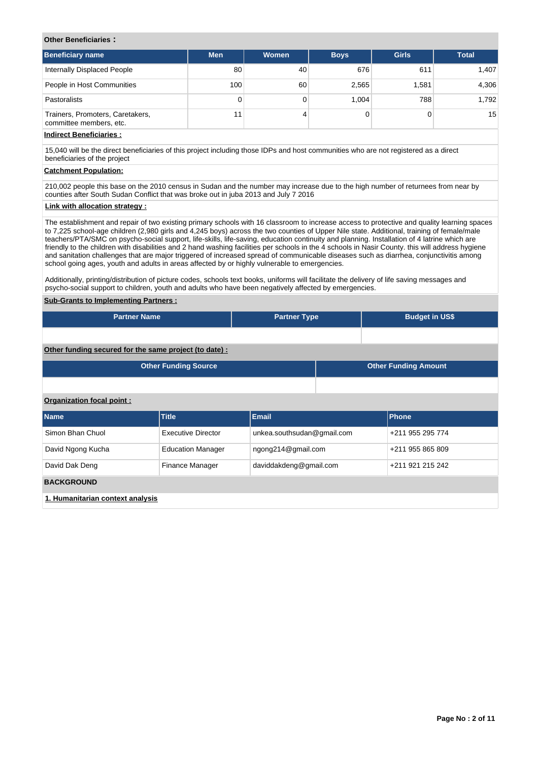**Other Beneficiaries :**

| Beneficiary name | Men | Women | Boys | Girls | Total |
|---|---|---|---|---|---|
| Internally Displaced People | 80 | 40 | 676 | 611 | 1,407 |
| People in Host Communities | 100 | 60 | 2,565 | 1,581 | 4,306 |
| Pastoralists | 0 | 0 | 1,004 | 788 | 1,792 |
| Trainers, Promoters, Caretakers, committee members, etc. | 11 | 4 | 0 | 0 | 15 |

**Indirect Beneficiaries :**

15,040 will be the direct beneficiaries of this project including those IDPs and host communities who are not registered as a direct beneficiaries of the project

**Catchment Population:**

210,002 people this base on the 2010 census in Sudan and the number may increase due to the high number of returnees from near by counties after South Sudan Conflict that was broke out in juba 2013 and July 7 2016

**Link with allocation strategy :**

The establishment and repair of two existing primary schools with 16 classroom to increase access to protective and quality learning spaces to 7,225 school-age children (2,980 girls and 4,245 boys) across the two counties of Upper Nile state. Additional, training of female/male teachers/PTA/SMC on psycho-social support, life-skills, life-saving, education continuity and planning. Installation of 4 latrine which are friendly to the children with disabilities and 2 hand washing facilities per schools in the 4 schools in Nasir County. this will address hygiene and sanitation challenges that are major triggered of increased spread of communicable diseases such as diarrhea, conjunctivitis among school going ages, youth and adults in areas affected by or highly vulnerable to emergencies.

Additionally, printing/distribution of picture codes, schools text books, uniforms will facilitate the delivery of life saving messages and psycho-social support to children, youth and adults who have been negatively affected by emergencies.

**Sub-Grants to Implementing Partners :**

| Partner Name | Partner Type | Budget in US$ |
|---|---|---|
| | | |

**Other funding secured for the same project (to date) :**

| Other Funding Source | Other Funding Amount |
|---|---|
| | |

**Organization focal point :**

| Name | Title | Email | Phone |
|---|---|---|---|
| Simon Bhan Chuol | Executive Director | unkea.southsudan@gmail.com | +211 955 295 774 |
| David Ngong Kucha | Education Manager | ngong214@gmail.com | +211 955 865 809 |
| David Dak Deng | Finance Manager | daviddakdeng@gmail.com | +211 921 215 242 |

**BACKGROUND**

**1. Humanitarian context analysis**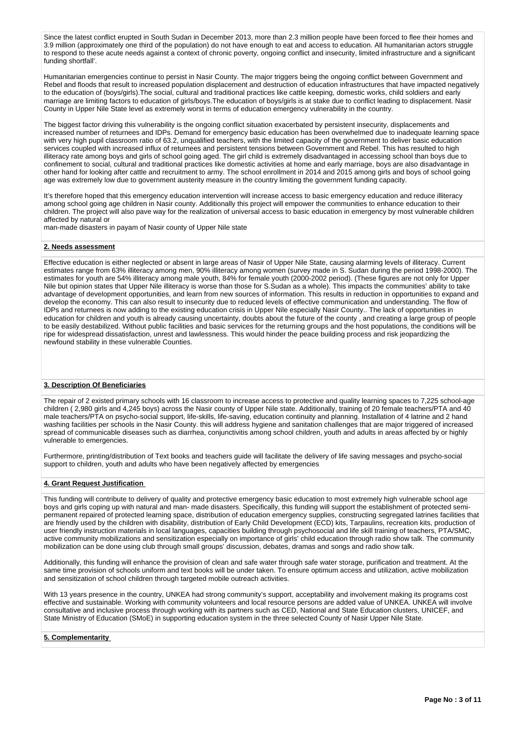Since the latest conflict erupted in South Sudan in December 2013, more than 2.3 million people have been forced to flee their homes and 3.9 million (approximately one third of the population) do not have enough to eat and access to education. All humanitarian actors struggle to respond to these acute needs against a context of chronic poverty, ongoing conflict and insecurity, limited infrastructure and a significant funding shortfall'.

Humanitarian emergencies continue to persist in Nasir County. The major triggers being the ongoing conflict between Government and Rebel and floods that result to increased population displacement and destruction of education infrastructures that have impacted negatively to the education of (boys/girls).The social, cultural and traditional practices like cattle keeping, domestic works, child soldiers and early marriage are limiting factors to education of girls/boys.The education of boys/girls is at stake due to conflict leading to displacement. Nasir County in Upper Nile State level as extremely worst in terms of education emergency vulnerability in the country.

The biggest factor driving this vulnerability is the ongoing conflict situation exacerbated by persistent insecurity, displacements and increased number of returnees and IDPs. Demand for emergency basic education has been overwhelmed due to inadequate learning space with very high pupil classroom ratio of 63.2, unqualified teachers, with the limited capacity of the government to deliver basic education services coupled with increased influx of returnees and persistent tensions between Government and Rebel. This has resulted to high illiteracy rate among boys and girls of school going aged. The girl child is extremely disadvantaged in accessing school than boys due to confinement to social, cultural and traditional practices like domestic activities at home and early marriage, boys are also disadvantage in other hand for looking after cattle and recruitment to army. The school enrollment in 2014 and 2015 among girls and boys of school going age was extremely low due to government austerity measure in the country limiting the government funding capacity.

It's therefore hoped that this emergency education intervention will increase access to basic emergency education and reduce illiteracy among school going age children in Nasir county. Additionally this project will empower the communities to enhance education to their children. The project will also pave way for the realization of universal access to basic education in emergency by most vulnerable children affected by natural or
man-made disasters in payam of Nasir county of Upper Nile state

## 2. Needs assessment

Effective education is either neglected or absent in large areas of Nasir of Upper Nile State, causing alarming levels of illiteracy. Current estimates range from 63% illiteracy among men, 90% illiteracy among women (survey made in S. Sudan during the period 1998-2000). The estimates for youth are 54% illiteracy among male youth, 84% for female youth (2000-2002 period). (These figures are not only for Upper Nile but opinion states that Upper Nile illiteracy is worse than those for S.Sudan as a whole). This impacts the communities' ability to take advantage of development opportunities, and learn from new sources of information. This results in reduction in opportunities to expand and develop the economy. This can also result to insecurity due to reduced levels of effective communication and understanding. The flow of IDPs and returnees is now adding to the existing education crisis in Upper Nile especially Nasir County.. The lack of opportunities in education for children and youth is already causing uncertainty, doubts about the future of the county , and creating a large group of people to be easily destabilized. Without public facilities and basic services for the returning groups and the host populations, the conditions will be ripe for widespread dissatisfaction, unrest and lawlessness. This would hinder the peace building process and risk jeopardizing the newfound stability in these vulnerable Counties.

## 3. Description Of Beneficiaries

The repair of 2 existed primary schools with 16 classroom to increase access to protective and quality learning spaces to 7,225 school-age children ( 2,980 girls and 4,245 boys) across the Nasir county of Upper Nile state. Additionally, training of 20 female teachers/PTA and 40 male teachers/PTA on psycho-social support, life-skills, life-saving, education continuity and planning. Installation of 4 latrine and 2 hand washing facilities per schools in the Nasir County. this will address hygiene and sanitation challenges that are major triggered of increased spread of communicable diseases such as diarrhea, conjunctivitis among school children, youth and adults in areas affected by or highly vulnerable to emergencies.

Furthermore, printing/distribution of Text books and teachers guide will facilitate the delivery of life saving messages and psycho-social support to children, youth and adults who have been negatively affected by emergencies

## 4. Grant Request Justification

This funding will contribute to delivery of quality and protective emergency basic education to most extremely high vulnerable school age boys and girls coping up with natural and man- made disasters. Specifically, this funding will support the establishment of protected semi-permanent repaired of protected learning space, distribution of education emergency supplies, constructing segregated latrines facilities that are friendly used by the children with disability, distribution of Early Child Development (ECD) kits, Tarpaulins, recreation kits, production of user friendly instruction materials in local languages, capacities building through psychosocial and life skill training of teachers, PTA/SMC, active community mobilizations and sensitization especially on importance of girls' child education through radio show talk. The community mobilization can be done using club through small groups' discussion, debates, dramas and songs and radio show talk.

Additionally, this funding will enhance the provision of clean and safe water through safe water storage, purification and treatment. At the same time provision of schools uniform and text books will be under taken. To ensure optimum access and utilization, active mobilization and sensitization of school children through targeted mobile outreach activities.

With 13 years presence in the country, UNKEA had strong community's support, acceptability and involvement making its programs cost effective and sustainable. Working with community volunteers and local resource persons are added value of UNKEA. UNKEA will involve consultative and inclusive process through working with its partners such as CED, National and State Education clusters, UNICEF, and State Ministry of Education (SMoE) in supporting education system in the three selected County of Nasir Upper Nile State.

## 5. Complementarity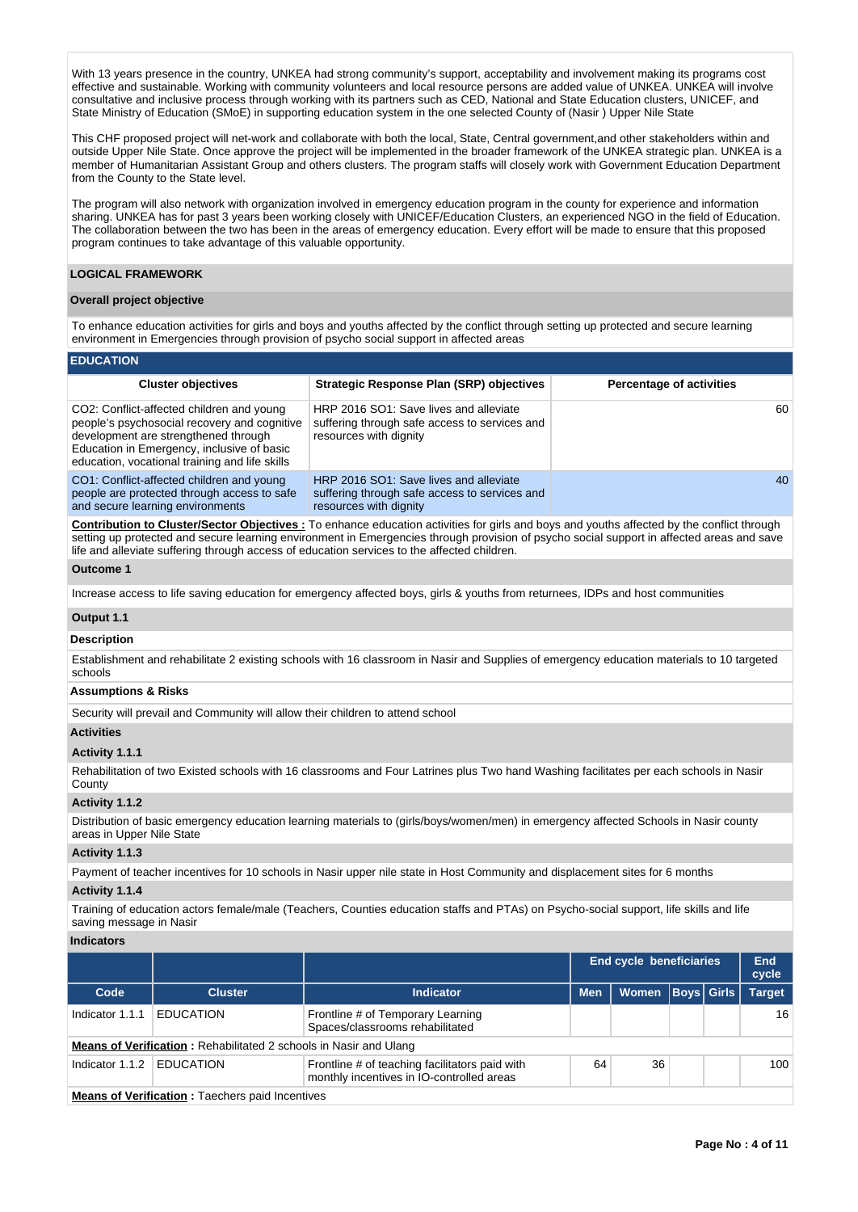With 13 years presence in the country, UNKEA had strong community's support, acceptability and involvement making its programs cost effective and sustainable. Working with community volunteers and local resource persons are added value of UNKEA. UNKEA will involve consultative and inclusive process through working with its partners such as CED, National and State Education clusters, UNICEF, and State Ministry of Education (SMoE) in supporting education system in the one selected County of (Nasir ) Upper Nile State

This CHF proposed project will net-work and collaborate with both the local, State, Central government,and other stakeholders within and outside Upper Nile State. Once approve the project will be implemented in the broader framework of the UNKEA strategic plan. UNKEA is a member of Humanitarian Assistant Group and others clusters. The program staffs will closely work with Government Education Department from the County to the State level.

The program will also network with organization involved in emergency education program in the county for experience and information sharing. UNKEA has for past 3 years been working closely with UNICEF/Education Clusters, an experienced NGO in the field of Education. The collaboration between the two has been in the areas of emergency education. Every effort will be made to ensure that this proposed program continues to take advantage of this valuable opportunity.

## LOGICAL FRAMEWORK

### Overall project objective

To enhance education activities for girls and boys and youths affected by the conflict through setting up protected and secure learning environment in Emergencies through provision of psycho social support in affected areas

### EDUCATION

| Cluster objectives | Strategic Response Plan (SRP) objectives | Percentage of activities |
|---|---|---|
| CO2: Conflict-affected children and young people's psychosocial recovery and cognitive development are strengthened through Education in Emergency, inclusive of basic education, vocational training and life skills | HRP 2016 SO1: Save lives and alleviate suffering through safe access to services and resources with dignity | 60 |
| CO1: Conflict-affected children and young people are protected through access to safe and secure learning environments | HRP 2016 SO1: Save lives and alleviate suffering through safe access to services and resources with dignity | 40 |

**Contribution to Cluster/Sector Objectives :** To enhance education activities for girls and boys and youths affected by the conflict through setting up protected and secure learning environment in Emergencies through provision of psycho social support in affected areas and save life and alleviate suffering through access of education services to the affected children.

**Outcome 1**

Increase access to life saving education for emergency affected boys, girls & youths from returnees, IDPs and host communities

**Output 1.1**

**Description**

Establishment and rehabilitate 2 existing schools with 16 classroom in Nasir and Supplies of emergency education materials to 10 targeted schools

**Assumptions & Risks**

Security will prevail and Community will allow their children to attend school

**Activities**

**Activity 1.1.1**

Rehabilitation of two Existed schools with 16 classrooms and Four Latrines plus Two hand Washing facilitates per each schools in Nasir County

**Activity 1.1.2**

Distribution of basic emergency education learning materials to (girls/boys/women/men) in emergency affected Schools in Nasir county areas in Upper Nile State

**Activity 1.1.3**

Payment of teacher incentives for 10 schools in Nasir upper nile state in Host Community and displacement sites for 6 months

**Activity 1.1.4**

Training of education actors female/male (Teachers, Counties education staffs and PTAs) on Psycho-social support, life skills and life saving message in Nasir

**Indicators**

| | | | End cycle beneficiaries | | | | End cycle |
|---|---|---|---|---|---|---|---|
| **Code** | **Cluster** | **Indicator** | **Men** | **Women** | **Boys** | **Girls** | **Target** |
| Indicator 1.1.1 | EDUCATION | Frontline # of Temporary Learning Spaces/classrooms rehabilitated | | | | | 16 |
| **Means of Verification :** Rehabilitated 2 schools in Nasir and Ulang | | | | | | | |
| Indicator 1.1.2 | EDUCATION | Frontline # of teaching facilitators paid with monthly incentives in IO-controlled areas | 64 | 36 | | | 100 |
| **Means of Verification :** Taechers paid Incentives | | | | | | | |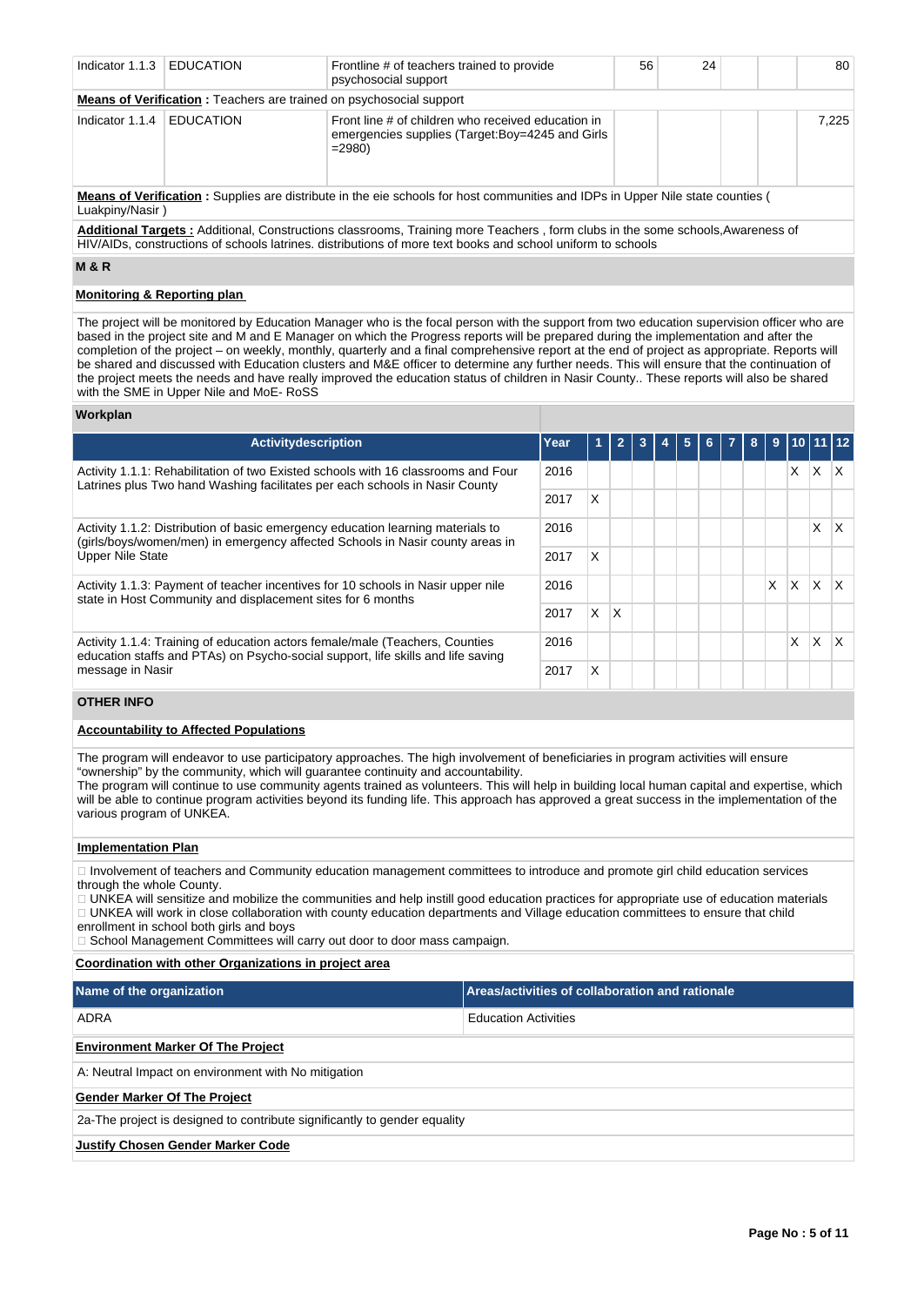| Indicator 1.1.3 | EDUCATION | Frontline # of teachers trained to provide psychosocial support | 56 | 24 | | | 80 |
|---|---|---|---|---|---|---|---|

**Means of Verification :** Teachers are trained on psychosocial support

| Indicator 1.1.4 | EDUCATION | Front line # of children who received education in emergencies supplies (Target:Boy=4245 and Girls =2980) | | | | | 7,225 |
|---|---|---|---|---|---|---|---|

**Means of Verification :** Supplies are distribute in the eie schools for host communities and IDPs in Upper Nile state counties ( Luakpiny/Nasir )

**Additional Targets :** Additional, Constructions classrooms, Training more Teachers , form clubs in the some schools,Awareness of HIV/AIDs, constructions of schools latrines. distributions of more text books and school uniform to schools

## M & R

### Monitoring & Reporting plan

The project will be monitored by Education Manager who is the focal person with the support from two education supervision officer who are based in the project site and M and E Manager on which the Progress reports will be prepared during the implementation and after the completion of the project – on weekly, monthly, quarterly and a final comprehensive report at the end of project as appropriate. Reports will be shared and discussed with Education clusters and M&E officer to determine any further needs. This will ensure that the continuation of the project meets the needs and have really improved the education status of children in Nasir County.. These reports will also be shared with the SME in Upper Nile and MoE- RoSS

### Workplan

| Activitydescription | Year | 1 | 2 | 3 | 4 | 5 | 6 | 7 | 8 | 9 | 10 | 11 | 12 |
|---|---|---|---|---|---|---|---|---|---|---|---|---|---|
| Activity 1.1.1: Rehabilitation of two Existed schools with 16 classrooms and Four Latrines plus Two hand Washing facilitates per each schools in Nasir County | 2016 | | | | | | | | | | X | X | X |
| | 2017 | X | | | | | | | | | | | |
| Activity 1.1.2: Distribution of basic emergency education learning materials to (girls/boys/women/men) in emergency affected Schools in Nasir county areas in Upper Nile State | 2016 | | | | | | | | | | | X | X |
| | 2017 | X | | | | | | | | | | | |
| Activity 1.1.3: Payment of teacher incentives for 10 schools in Nasir upper nile state in Host Community and displacement sites for 6 months | 2016 | | | | | | | | | X | X | X | X |
| | 2017 | X | X | | | | | | | | | | |
| Activity 1.1.4: Training of education actors female/male (Teachers, Counties education staffs and PTAs) on Psycho-social support, life skills and life saving message in Nasir | 2016 | | | | | | | | | | X | X | X |
| | 2017 | X | | | | | | | | | | | |

## OTHER INFO

### Accountability to Affected Populations

The program will endeavor to use participatory approaches. The high involvement of beneficiaries in program activities will ensure "ownership" by the community, which will guarantee continuity and accountability.
The program will continue to use community agents trained as volunteers. This will help in building local human capital and expertise, which will be able to continue program activities beyond its funding life. This approach has approved a great success in the implementation of the various program of UNKEA.

### Implementation Plan

- Involvement of teachers and Community education management committees to introduce and promote girl child education services through the whole County.
- UNKEA will sensitize and mobilize the communities and help instill good education practices for appropriate use of education materials
- UNKEA will work in close collaboration with county education departments and Village education committees to ensure that child enrollment in school both girls and boys
- School Management Committees will carry out door to door mass campaign.

### Coordination with other Organizations in project area

| Name of the organization | Areas/activities of collaboration and rationale |
|---|---|
| ADRA | Education Activities |

### Environment Marker Of The Project

A: Neutral Impact on environment with No mitigation

### Gender Marker Of The Project

2a-The project is designed to contribute significantly to gender equality

### Justify Chosen Gender Marker Code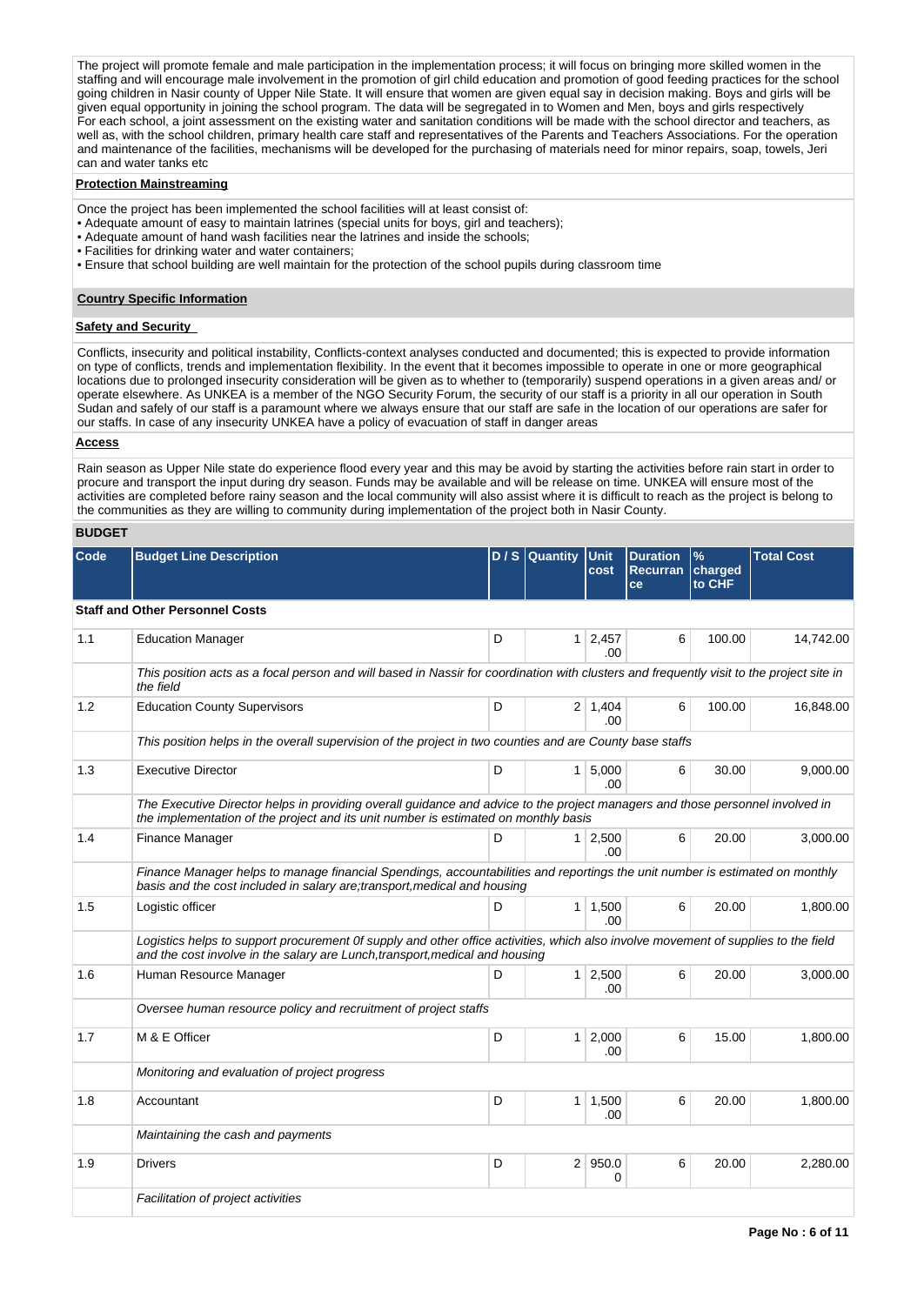The project will promote female and male participation in the implementation process; it will focus on bringing more skilled women in the staffing and will encourage male involvement in the promotion of girl child education and promotion of good feeding practices for the school going children in Nasir county of Upper Nile State. It will ensure that women are given equal say in decision making. Boys and girls will be given equal opportunity in joining the school program. The data will be segregated in to Women and Men, boys and girls respectively
For each school, a joint assessment on the existing water and sanitation conditions will be made with the school director and teachers, as well as, with the school children, primary health care staff and representatives of the Parents and Teachers Associations. For the operation and maintenance of the facilities, mechanisms will be developed for the purchasing of materials need for minor repairs, soap, towels, Jeri can and water tanks etc

**Protection Mainstreaming**

Once the project has been implemented the school facilities will at least consist of:
- Adequate amount of easy to maintain latrines (special units for boys, girl and teachers);
- Adequate amount of hand wash facilities near the latrines and inside the schools;
- Facilities for drinking water and water containers;
- Ensure that school building are well maintain for the protection of the school pupils during classroom time

**Country Specific Information**

**Safety and Security**

Conflicts, insecurity and political instability, Conflicts-context analyses conducted and documented; this is expected to provide information on type of conflicts, trends and implementation flexibility. In the event that it becomes impossible to operate in one or more geographical locations due to prolonged insecurity consideration will be given as to whether to (temporarily) suspend operations in a given areas and/ or operate elsewhere. As UNKEA is a member of the NGO Security Forum, the security of our staff is a priority in all our operation in South Sudan and safely of our staff is a paramount where we always ensure that our staff are safe in the location of our operations are safer for our staffs. In case of any insecurity UNKEA have a policy of evacuation of staff in danger areas

**Access**

Rain season as Upper Nile state do experience flood every year and this may be avoid by starting the activities before rain start in order to procure and transport the input during dry season. Funds may be available and will be release on time. UNKEA will ensure most of the activities are completed before rainy season and the local community will also assist where it is difficult to reach as the project is belong to the communities as they are willing to community during implementation of the project both in Nasir County.

**BUDGET**

| Code | Budget Line Description | D / S | Quantity | Unit cost | Duration Recurrance | % charged to CHF | Total Cost |
|---|---|---|---|---|---|---|---|
| **Staff and Other Personnel Costs** | | | | | | | |
| 1.1 | Education Manager | D | 1 | 2,457.00 | 6 | 100.00 | 14,742.00 |
| | *This position acts as a focal person and will based in Nassir for coordination with clusters and frequently visit to the project site in the field* | | | | | | |
| 1.2 | Education County Supervisors | D | 2 | 1,404.00 | 6 | 100.00 | 16,848.00 |
| | *This position helps in the overall supervision of the project in two counties and are County base staffs* | | | | | | |
| 1.3 | Executive Director | D | 1 | 5,000.00 | 6 | 30.00 | 9,000.00 |
| | *The Executive Director helps in providing overall guidance and advice to the project managers and those personnel involved in the implementation of the project and its unit number is estimated on monthly basis* | | | | | | |
| 1.4 | Finance Manager | D | 1 | 2,500.00 | 6 | 20.00 | 3,000.00 |
| | *Finance Manager helps to manage financial Spendings, accountabilities and reportings the unit number is estimated on monthly basis and the cost included in salary are;transport,medical and housing* | | | | | | |
| 1.5 | Logistic officer | D | 1 | 1,500.00 | 6 | 20.00 | 1,800.00 |
| | *Logistics helps to support procurement 0f supply and other office activities, which also involve movement of supplies to the field and the cost involve in the salary are Lunch,transport,medical and housing* | | | | | | |
| 1.6 | Human Resource Manager | D | 1 | 2,500.00 | 6 | 20.00 | 3,000.00 |
| | *Oversee human resource policy and recruitment of project staffs* | | | | | | |
| 1.7 | M & E Officer | D | 1 | 2,000.00 | 6 | 15.00 | 1,800.00 |
| | *Monitoring and evaluation of project progress* | | | | | | |
| 1.8 | Accountant | D | 1 | 1,500.00 | 6 | 20.00 | 1,800.00 |
| | *Maintaining the cash and payments* | | | | | | |
| 1.9 | Drivers | D | 2 | 950.00 | 6 | 20.00 | 2,280.00 |
| | *Facilitation of project activities* | | | | | | |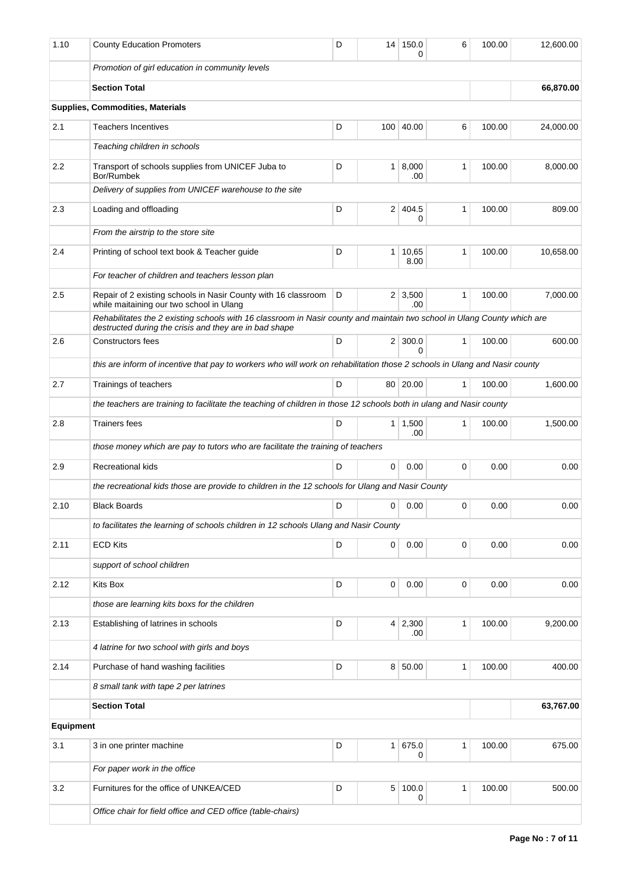| | | | | | | | |
|---|---|---|---|---|---|---|---|
| 1.10 | County Education Promoters | D | 14 | 150.00 | 6 | 100.00 | 12,600.00 |
| | *Promotion of girl education in community levels* | | | | | | |
| | **Section Total** | | | | | | **66,870.00** |
| | **Supplies, Commodities, Materials** | | | | | | |
| 2.1 | Teachers Incentives | D | 100 | 40.00 | 6 | 100.00 | 24,000.00 |
| | *Teaching children in schools* | | | | | | |
| 2.2 | Transport of schools supplies from UNICEF Juba to Bor/Rumbek | D | 1 | 8,000.00 | 1 | 100.00 | 8,000.00 |
| | *Delivery of supplies from UNICEF warehouse to the site* | | | | | | |
| 2.3 | Loading and offloading | D | 2 | 404.50 | 1 | 100.00 | 809.00 |
| | *From the airstrip to the store site* | | | | | | |
| 2.4 | Printing of school text book & Teacher guide | D | 1 | 10,658.00 | 1 | 100.00 | 10,658.00 |
| | *For teacher of children and teachers lesson plan* | | | | | | |
| 2.5 | Repair of 2 existing schools in Nasir County with 16 classroom while maitaining our two school in Ulang | D | 2 | 3,500.00 | 1 | 100.00 | 7,000.00 |
| | *Rehabilitates the 2 existing schools with 16 classroom in Nasir county and maintain two school in Ulang County which are destructed during the crisis and they are in bad shape* | | | | | | |
| 2.6 | Constructors fees | D | 2 | 300.00 | 1 | 100.00 | 600.00 |
| | *this are inform of incentive that pay to workers who will work on rehabilitation those 2 schools in Ulang and Nasir county* | | | | | | |
| 2.7 | Trainings of teachers | D | 80 | 20.00 | 1 | 100.00 | 1,600.00 |
| | *the teachers are training to facilitate the teaching of children in those 12 schools both in ulang and Nasir county* | | | | | | |
| 2.8 | Trainers fees | D | 1 | 1,500.00 | 1 | 100.00 | 1,500.00 |
| | *those money which are pay to tutors who are facilitate the training of teachers* | | | | | | |
| 2.9 | Recreational kids | D | 0 | 0.00 | 0 | 0.00 | 0.00 |
| | *the recreational kids those are provide to children in the 12 schools for Ulang and Nasir County* | | | | | | |
| 2.10 | Black Boards | D | 0 | 0.00 | 0 | 0.00 | 0.00 |
| | *to facilitates the learning of schools children in 12 schools Ulang and Nasir County* | | | | | | |
| 2.11 | ECD Kits | D | 0 | 0.00 | 0 | 0.00 | 0.00 |
| | *support of school children* | | | | | | |
| 2.12 | Kits Box | D | 0 | 0.00 | 0 | 0.00 | 0.00 |
| | *those are learning kits boxs for the children* | | | | | | |
| 2.13 | Establishing of latrines in schools | D | 4 | 2,300.00 | 1 | 100.00 | 9,200.00 |
| | *4 latrine for two school with girls and boys* | | | | | | |
| 2.14 | Purchase of hand washing facilities | D | 8 | 50.00 | 1 | 100.00 | 400.00 |
| | *8 small tank with tape 2 per latrines* | | | | | | |
| | **Section Total** | | | | | | **63,767.00** |
| **Equipment** | | | | | | | |
| 3.1 | 3 in one printer machine | D | 1 | 675.00 | 1 | 100.00 | 675.00 |
| | *For paper work in the office* | | | | | | |
| 3.2 | Furnitures for the office of UNKEA/CED | D | 5 | 100.00 | 1 | 100.00 | 500.00 |
| | *Office chair for field office and CED office (table-chairs)* | | | | | | |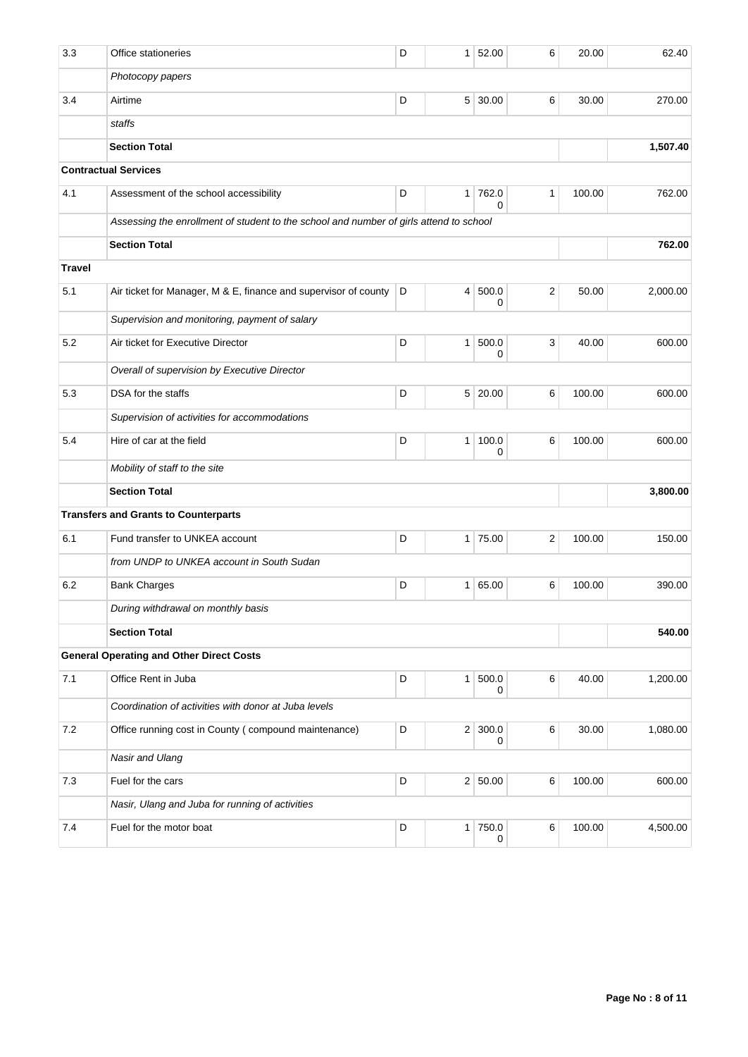| 3.3 | Office stationeries | D | 1 | 52.00 | 6 | 20.00 | 62.40 |
|---|---|---|---|---|---|---|---|
| | *Photocopy papers* | | | | | | |
| 3.4 | Airtime | D | 5 | 30.00 | 6 | 30.00 | 270.00 |
| | *staffs* | | | | | | |
| | **Section Total** | | | | | | **1,507.40** |
| **Contractual Services** | | | | | | | |
| 4.1 | Assessment of the school accessibility | D | 1 | 762.00 | 1 | 100.00 | 762.00 |
| | *Assessing the enrollment of student to the school and number of girls attend to school* | | | | | | |
| | **Section Total** | | | | | | **762.00** |
| **Travel** | | | | | | | |
| 5.1 | Air ticket for Manager, M & E, finance and supervisor of county | D | 4 | 500.00 | 2 | 50.00 | 2,000.00 |
| | *Supervision and monitoring, payment of salary* | | | | | | |
| 5.2 | Air ticket for Executive Director | D | 1 | 500.00 | 3 | 40.00 | 600.00 |
| | *Overall of supervision by Executive Director* | | | | | | |
| 5.3 | DSA for the staffs | D | 5 | 20.00 | 6 | 100.00 | 600.00 |
| | *Supervision of activities for accommodations* | | | | | | |
| 5.4 | Hire of car at the field | D | 1 | 100.00 | 6 | 100.00 | 600.00 |
| | *Mobility of staff to the site* | | | | | | |
| | **Section Total** | | | | | | **3,800.00** |
| **Transfers and Grants to Counterparts** | | | | | | | |
| 6.1 | Fund transfer to UNKEA account | D | 1 | 75.00 | 2 | 100.00 | 150.00 |
| | *from UNDP to UNKEA account in South Sudan* | | | | | | |
| 6.2 | Bank Charges | D | 1 | 65.00 | 6 | 100.00 | 390.00 |
| | *During withdrawal on monthly basis* | | | | | | |
| | **Section Total** | | | | | | **540.00** |
| **General Operating and Other Direct Costs** | | | | | | | |
| 7.1 | Office Rent in Juba | D | 1 | 500.00 | 6 | 40.00 | 1,200.00 |
| | *Coordination of activities with donor at Juba levels* | | | | | | |
| 7.2 | Office running cost in County ( compound maintenance) | D | 2 | 300.00 | 6 | 30.00 | 1,080.00 |
| | *Nasir and Ulang* | | | | | | |
| 7.3 | Fuel for the cars | D | 2 | 50.00 | 6 | 100.00 | 600.00 |
| | *Nasir, Ulang and Juba for running of activities* | | | | | | |
| 7.4 | Fuel for the motor boat | D | 1 | 750.00 | 6 | 100.00 | 4,500.00 |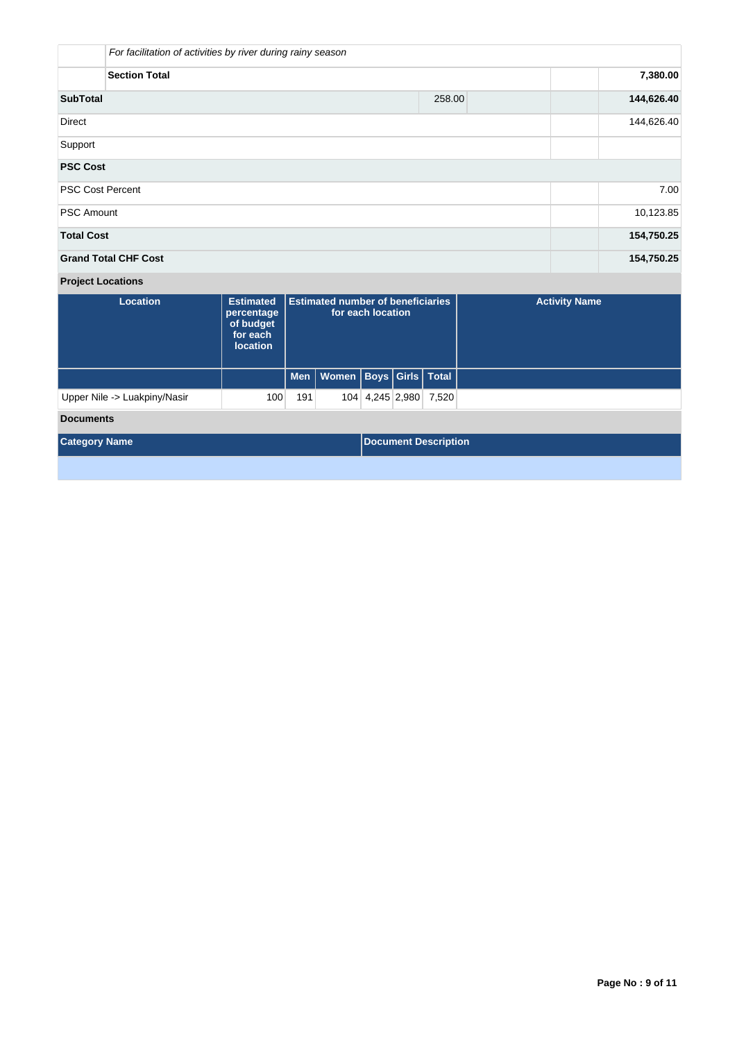| | | | | | |
|---|---|---|---|---|---|
| | *For facilitation of activities by river during rainy season* | | | | |
| | **Section Total** | | | | **7,380.00** |
| **SubTotal** | | 258.00 | | | **144,626.40** |
| Direct | | | | | 144,626.40 |
| Support | | | | | |
| **PSC Cost** | | | | | |
| PSC Cost Percent | | | | | 7.00 |
| PSC Amount | | | | | 10,123.85 |
| **Total Cost** | | | | | **154,750.25** |
| **Grand Total CHF Cost** | | | | | **154,750.25** |

**Project Locations**

| Location | Estimated percentage of budget for each location | Estimated number of beneficiaries for each location | | | | | Activity Name |
|---|---|---|---|---|---|---|---|
| | | Men | Women | Boys | Girls | Total | |
| Upper Nile -> Luakpiny/Nasir | 100 | 191 | 104 | 4,245 | 2,980 | 7,520 | |

**Documents**

| Category Name | Document Description |
|---|---|
| | |